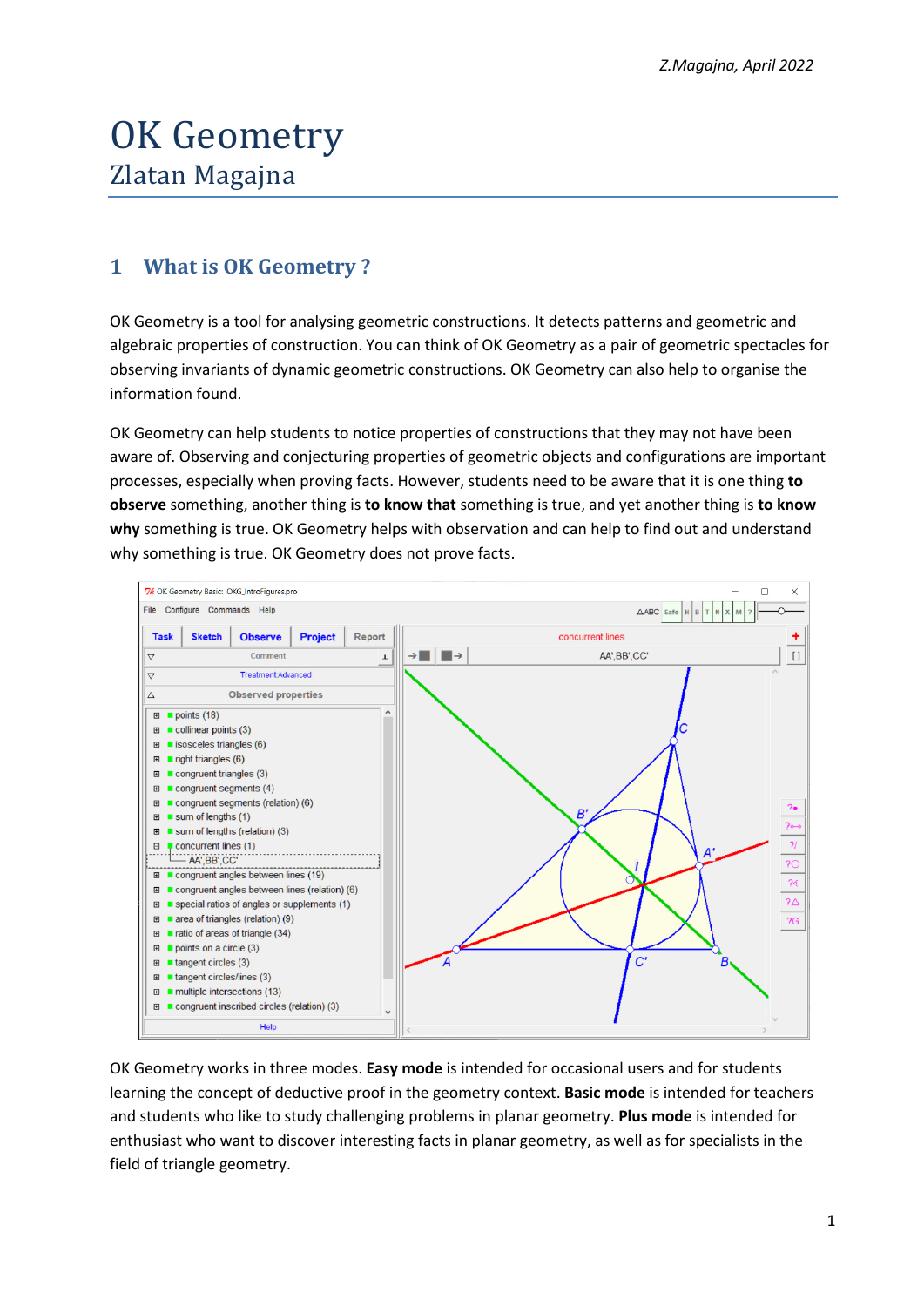*Z.Magajna, April 2022*

# OK Geometry
## Zlatan Magajna

## 1 What is OK Geometry ?

OK Geometry is a tool for analysing geometric constructions. It detects patterns and geometric and algebraic properties of construction. You can think of OK Geometry as a pair of geometric spectacles for observing invariants of dynamic geometric constructions. OK Geometry can also help to organise the information found.

OK Geometry can help students to notice properties of constructions that they may not have been aware of. Observing and conjecturing properties of geometric objects and configurations are important processes, especially when proving facts. However, students need to be aware that it is one thing **to observe** something, another thing is **to know that** something is true, and yet another thing is **to know why** something is true. OK Geometry helps with observation and can help to find out and understand why something is true. OK Geometry does not prove facts.

OK Geometry works in three modes. **Easy mode** is intended for occasional users and for students learning the concept of deductive proof in the geometry context. **Basic mode** is intended for teachers and students who like to study challenging problems in planar geometry. **Plus mode** is intended for enthusiast who want to discover interesting facts in planar geometry, as well as for specialists in the field of triangle geometry.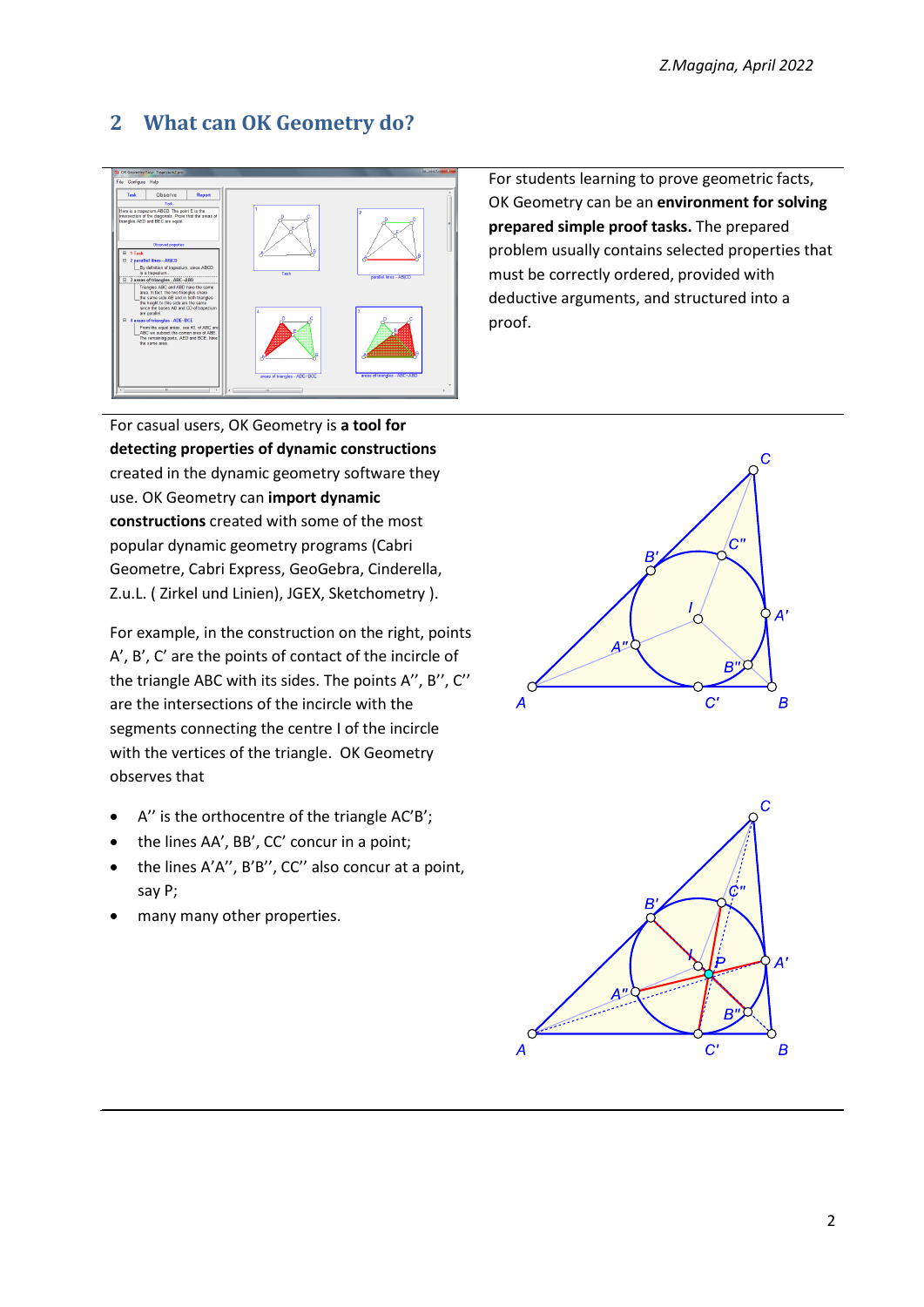## 2 What can OK Geometry do?

For students learning to prove geometric facts, OK Geometry can be an **environment for solving prepared simple proof tasks.** The prepared problem usually contains selected properties that must be correctly ordered, provided with deductive arguments, and structured into a proof.

For casual users, OK Geometry is **a tool for detecting properties of dynamic constructions** created in the dynamic geometry software they use. OK Geometry can **import dynamic constructions** created with some of the most popular dynamic geometry programs (Cabri Geometre, Cabri Express, GeoGebra, Cinderella, Z.u.L. ( Zirkel und Linien), JGEX, Sketchometry ).

For example, in the construction on the right, points A', B', C' are the points of contact of the incircle of the triangle ABC with its sides. The points A'', B'', C'' are the intersections of the incircle with the segments connecting the centre I of the incircle with the vertices of the triangle. OK Geometry observes that

- A'' is the orthocentre of the triangle AC'B';
- the lines AA', BB', CC' concur in a point;
- the lines A'A'', B'B'', CC'' also concur at a point, say P;
- many many other properties.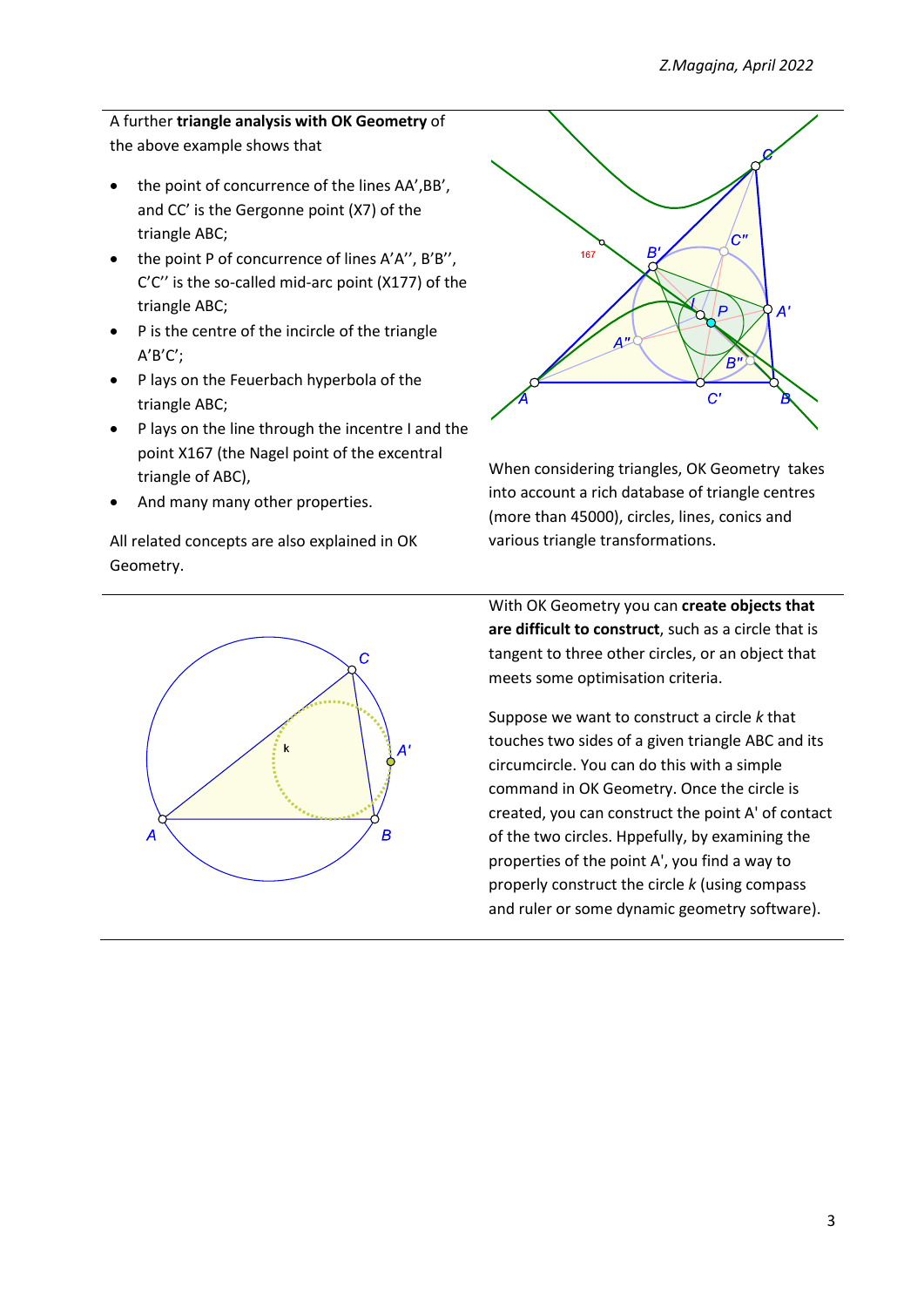A further **triangle analysis with OK Geometry** of the above example shows that

- the point of concurrence of the lines AA',BB', and CC' is the Gergonne point (X7) of the triangle ABC;
- the point P of concurrence of lines A'A'', B'B'', C'C'' is the so-called mid-arc point (X177) of the triangle ABC;
- P is the centre of the incircle of the triangle A'B'C';
- P lays on the Feuerbach hyperbola of the triangle ABC;
- P lays on the line through the incentre I and the point X167 (the Nagel point of the excentral triangle of ABC),
- And many many other properties.

All related concepts are also explained in OK Geometry.

When considering triangles, OK Geometry takes into account a rich database of triangle centres (more than 45000), circles, lines, conics and various triangle transformations.

With OK Geometry you can **create objects that are difficult to construct**, such as a circle that is tangent to three other circles, or an object that meets some optimisation criteria.

Suppose we want to construct a circle *k* that touches two sides of a given triangle ABC and its circumcircle. You can do this with a simple command in OK Geometry. Once the circle is created, you can construct the point A' of contact of the two circles. Hppefully, by examining the properties of the point A', you find a way to properly construct the circle *k* (using compass and ruler or some dynamic geometry software).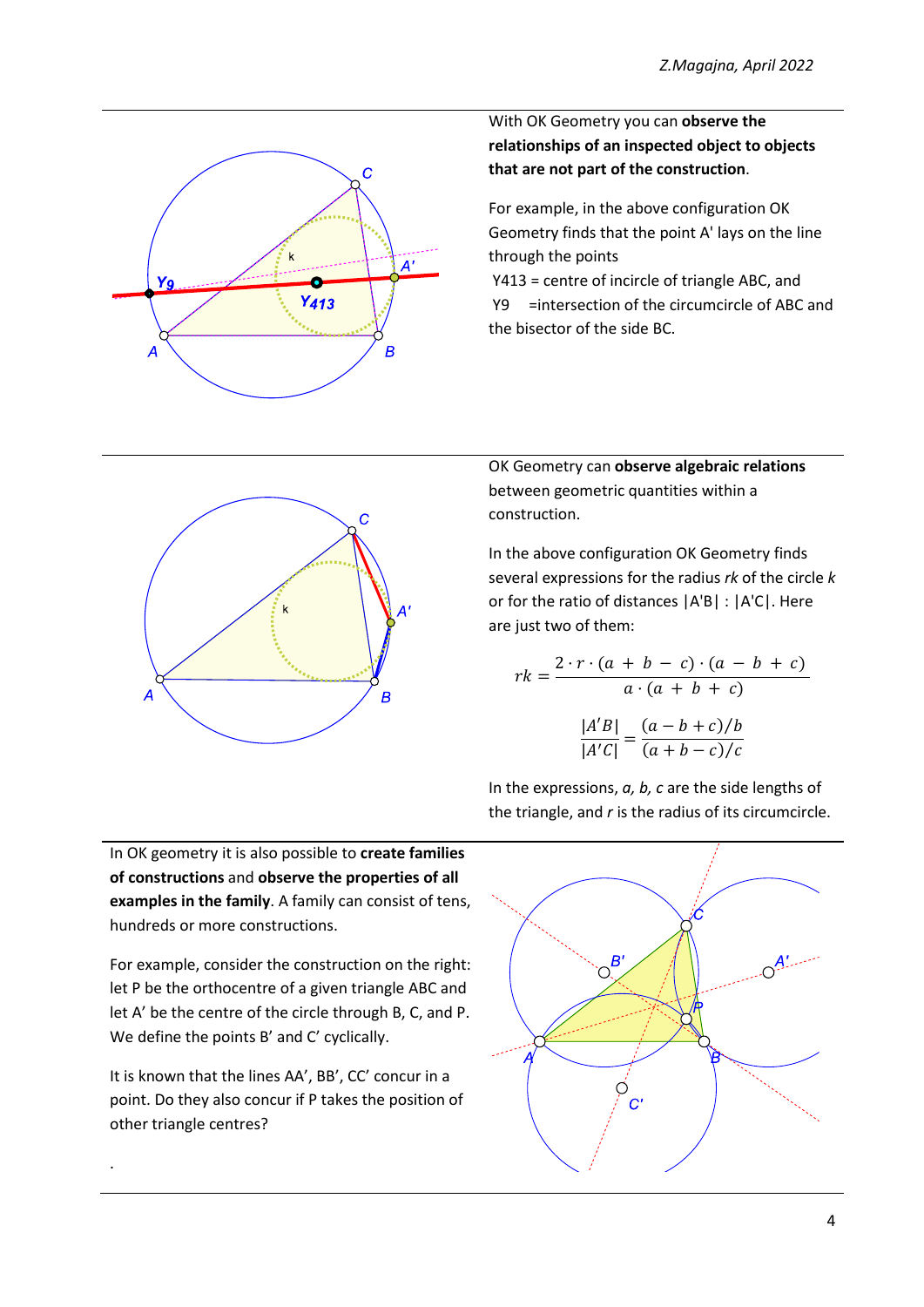With OK Geometry you can **observe the relationships of an inspected object to objects that are not part of the construction**.

For example, in the above configuration OK Geometry finds that the point A' lays on the line through the points

Y413 = centre of incircle of triangle ABC, and

Y9 =intersection of the circumcircle of ABC and the bisector of the side BC.

OK Geometry can **observe algebraic relations** between geometric quantities within a construction.

In the above configuration OK Geometry finds several expressions for the radius *rk* of the circle *k* or for the ratio of distances |A'B| : |A'C|. Here are just two of them:

$$rk = \frac{2 \cdot r \cdot (a + b - c) \cdot (a - b + c)}{a \cdot (a + b + c)}$$

$$\frac{|A'B|}{|A'C|} = \frac{(a - b + c)/b}{(a + b - c)/c}$$

In the expressions, *a, b, c* are the side lengths of the triangle, and *r* is the radius of its circumcircle.

In OK geometry it is also possible to **create families of constructions** and **observe the properties of all examples in the family**. A family can consist of tens, hundreds or more constructions.

For example, consider the construction on the right: let P be the orthocentre of a given triangle ABC and let A' be the centre of the circle through B, C, and P. We define the points B' and C' cyclically.

It is known that the lines AA', BB', CC' concur in a point. Do they also concur if P takes the position of other triangle centres?

.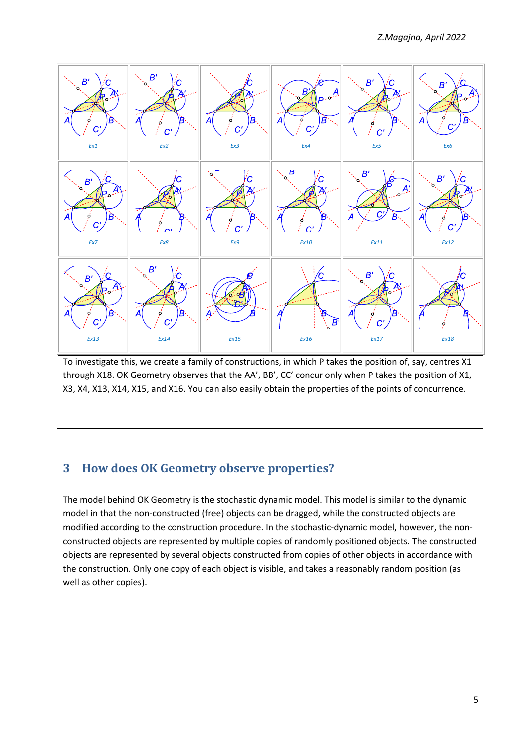Ex1 Ex2 Ex3 Ex4 Ex5 Ex6

Ex7 Ex8 Ex9 Ex10 Ex11 Ex12

Ex13 Ex14 Ex15 Ex16 Ex17 Ex18

To investigate this, we create a family of constructions, in which P takes the position of, say, centres X1 through X18. OK Geometry observes that the AA', BB', CC' concur only when P takes the position of X1, X3, X4, X13, X14, X15, and X16. You can also easily obtain the properties of the points of concurrence.

## 3 How does OK Geometry observe properties?

The model behind OK Geometry is the stochastic dynamic model. This model is similar to the dynamic model in that the non-constructed (free) objects can be dragged, while the constructed objects are modified according to the construction procedure. In the stochastic-dynamic model, however, the non-constructed objects are represented by multiple copies of randomly positioned objects. The constructed objects are represented by several objects constructed from copies of other objects in accordance with the construction. Only one copy of each object is visible, and takes a reasonably random position (as well as other copies).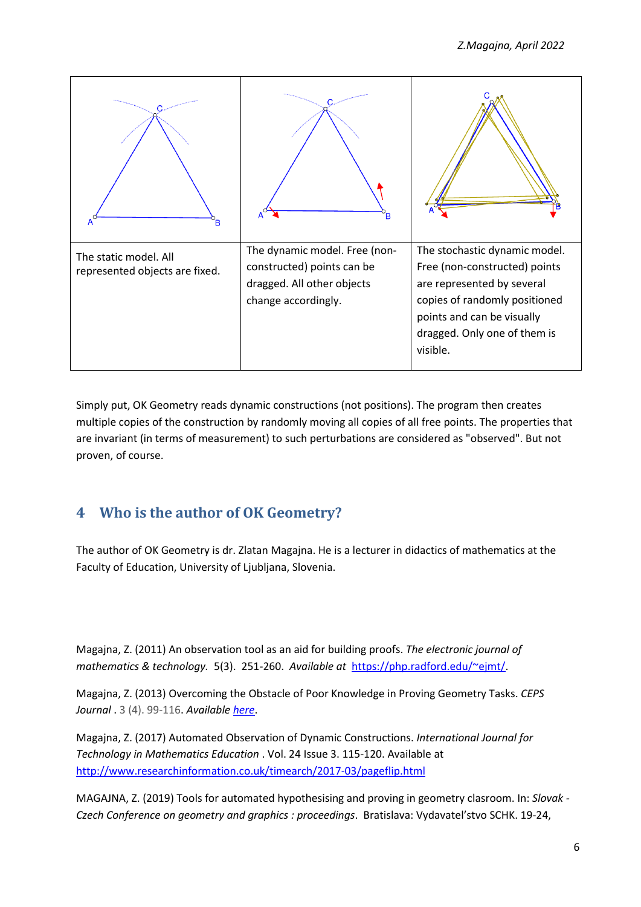| | | |
|---|---|---|
| The static model. All represented objects are fixed. | The dynamic model. Free (non-constructed) points can be dragged. All other objects change accordingly. | The stochastic dynamic model. Free (non-constructed) points are represented by several copies of randomly positioned points and can be visually dragged. Only one of them is visible. |

Simply put, OK Geometry reads dynamic constructions (not positions). The program then creates multiple copies of the construction by randomly moving all copies of all free points. The properties that are invariant (in terms of measurement) to such perturbations are considered as "observed". But not proven, of course.

## 4 Who is the author of OK Geometry?

The author of OK Geometry is dr. Zlatan Magajna. He is a lecturer in didactics of mathematics at the Faculty of Education, University of Ljubljana, Slovenia.

Magajna, Z. (2011) An observation tool as an aid for building proofs. *The electronic journal of mathematics & technology.* 5(3). 251-260. *Available at* https://php.radford.edu/~ejmt/.

Magajna, Z. (2013) Overcoming the Obstacle of Poor Knowledge in Proving Geometry Tasks. *CEPS Journal* . 3 (4). 99-116. *Available here*.

Magajna, Z. (2017) Automated Observation of Dynamic Constructions. *International Journal for Technology in Mathematics Education* . Vol. 24 Issue 3. 115-120. Available at http://www.researchinformation.co.uk/timearch/2017-03/pageflip.html

MAGAJNA, Z. (2019) Tools for automated hypothesising and proving in geometry clasroom. In: *Slovak - Czech Conference on geometry and graphics : proceedings*. Bratislava: Vydavatel'stvo SCHK. 19-24,